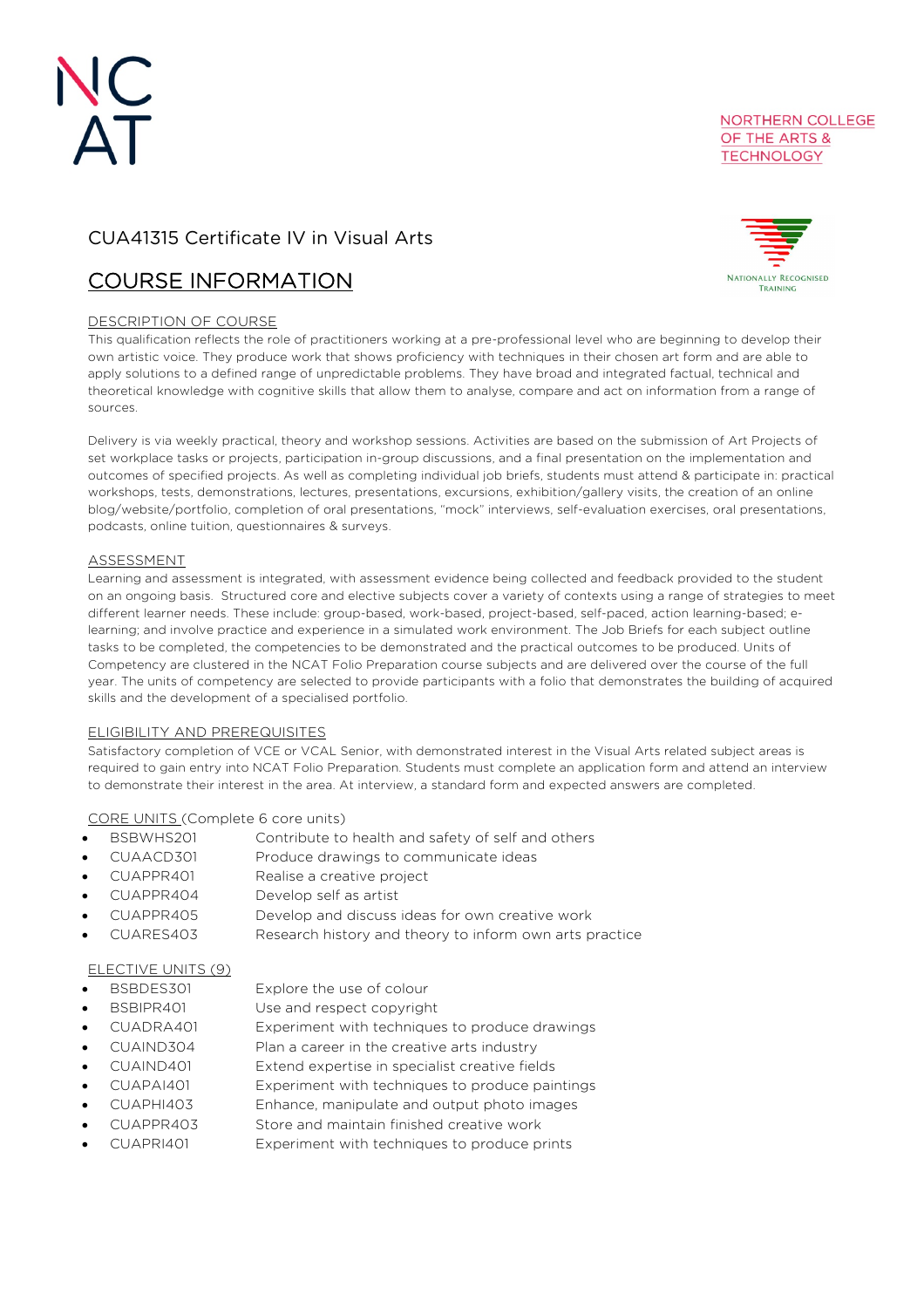NC
AT

NORTHERN COLLEGE OF THE ARTS & TECHNOLOGY

# CUA41315 Certificate IV in Visual Arts

NATIONALLY RECOGNISED TRAINING

## COURSE INFORMATION

### DESCRIPTION OF COURSE

This qualification reflects the role of practitioners working at a pre-professional level who are beginning to develop their own artistic voice. They produce work that shows proficiency with techniques in their chosen art form and are able to apply solutions to a defined range of unpredictable problems. They have broad and integrated factual, technical and theoretical knowledge with cognitive skills that allow them to analyse, compare and act on information from a range of sources.

Delivery is via weekly practical, theory and workshop sessions. Activities are based on the submission of Art Projects of set workplace tasks or projects, participation in-group discussions, and a final presentation on the implementation and outcomes of specified projects. As well as completing individual job briefs, students must attend & participate in: practical workshops, tests, demonstrations, lectures, presentations, excursions, exhibition/gallery visits, the creation of an online blog/website/portfolio, completion of oral presentations, "mock" interviews, self-evaluation exercises, oral presentations, podcasts, online tuition, questionnaires & surveys.

### ASSESSMENT

Learning and assessment is integrated, with assessment evidence being collected and feedback provided to the student on an ongoing basis. Structured core and elective subjects cover a variety of contexts using a range of strategies to meet different learner needs. These include: group-based, work-based, project-based, self-paced, action learning-based; e-learning; and involve practice and experience in a simulated work environment. The Job Briefs for each subject outline tasks to be completed, the competencies to be demonstrated and the practical outcomes to be produced. Units of Competency are clustered in the NCAT Folio Preparation course subjects and are delivered over the course of the full year. The units of competency are selected to provide participants with a folio that demonstrates the building of acquired skills and the development of a specialised portfolio.

### ELIGIBILITY AND PREREQUISITES

Satisfactory completion of VCE or VCAL Senior, with demonstrated interest in the Visual Arts related subject areas is required to gain entry into NCAT Folio Preparation. Students must complete an application form and attend an interview to demonstrate their interest in the area. At interview, a standard form and expected answers are completed.

### CORE UNITS (Complete 6 core units)

- BSBWHS201 Contribute to health and safety of self and others
- CUAACD301 Produce drawings to communicate ideas
- CUAPPR401 Realise a creative project
- CUAPPR404 Develop self as artist
- CUAPPR405 Develop and discuss ideas for own creative work
- CUARES403 Research history and theory to inform own arts practice

### ELECTIVE UNITS (9)

- BSBDES301 Explore the use of colour
- BSBIPR401 Use and respect copyright
- CUADRA401 Experiment with techniques to produce drawings
- CUAIND304 Plan a career in the creative arts industry
- CUAIND401 Extend expertise in specialist creative fields
- CUAPAI401 Experiment with techniques to produce paintings
- CUAPHI403 Enhance, manipulate and output photo images
- CUAPPR403 Store and maintain finished creative work
- CUAPRI401 Experiment with techniques to produce prints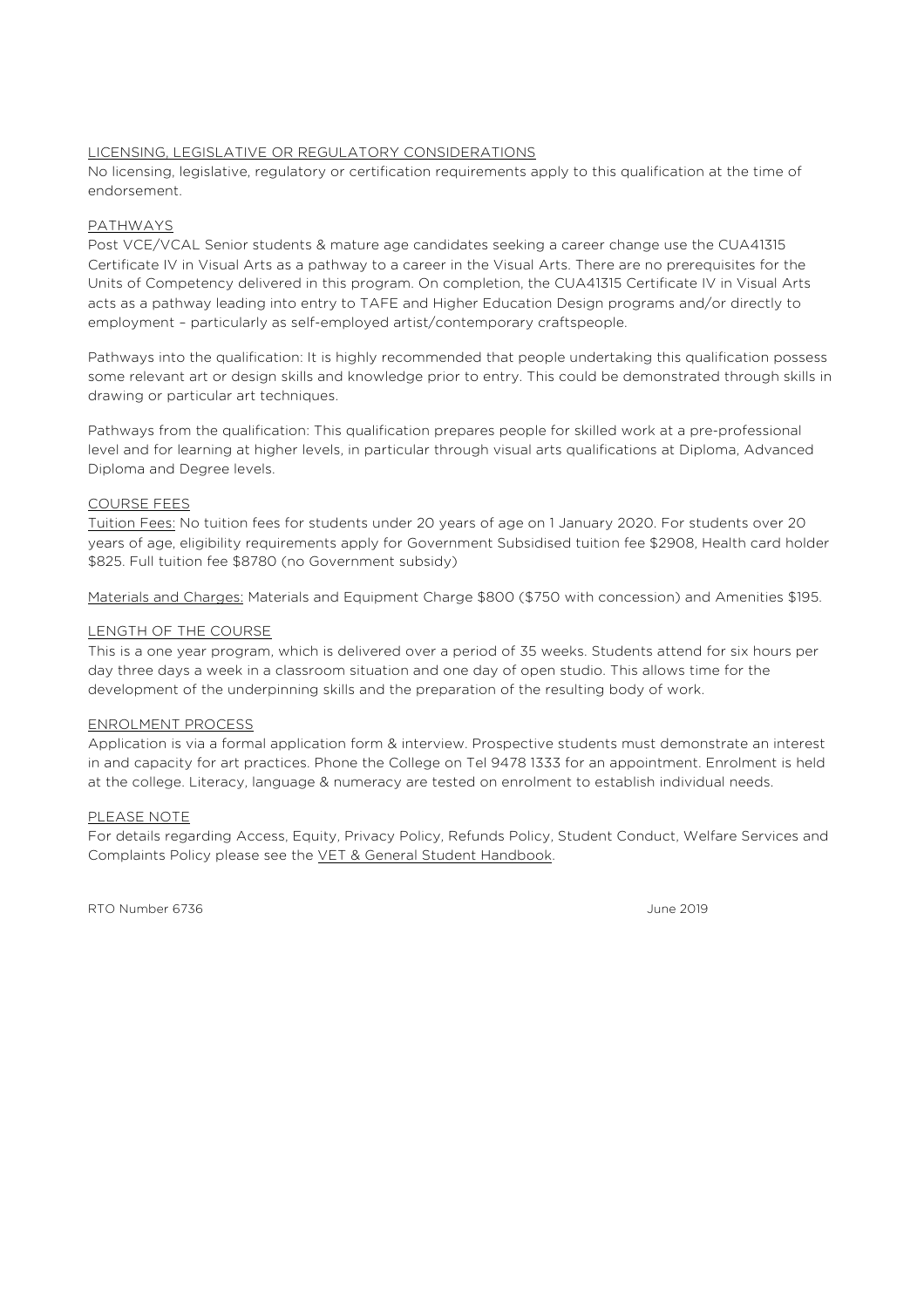## LICENSING, LEGISLATIVE OR REGULATORY CONSIDERATIONS

No licensing, legislative, regulatory or certification requirements apply to this qualification at the time of endorsement.

## PATHWAYS

Post VCE/VCAL Senior students & mature age candidates seeking a career change use the CUA41315 Certificate IV in Visual Arts as a pathway to a career in the Visual Arts. There are no prerequisites for the Units of Competency delivered in this program. On completion, the CUA41315 Certificate IV in Visual Arts acts as a pathway leading into entry to TAFE and Higher Education Design programs and/or directly to employment – particularly as self-employed artist/contemporary craftspeople.

Pathways into the qualification: It is highly recommended that people undertaking this qualification possess some relevant art or design skills and knowledge prior to entry. This could be demonstrated through skills in drawing or particular art techniques.

Pathways from the qualification: This qualification prepares people for skilled work at a pre-professional level and for learning at higher levels, in particular through visual arts qualifications at Diploma, Advanced Diploma and Degree levels.

## COURSE FEES

Tuition Fees: No tuition fees for students under 20 years of age on 1 January 2020. For students over 20 years of age, eligibility requirements apply for Government Subsidised tuition fee $2908, Health card holder $825. Full tuition fee $8780 (no Government subsidy)

Materials and Charges: Materials and Equipment Charge $800 ($750 with concession) and Amenities $195.

## LENGTH OF THE COURSE

This is a one year program, which is delivered over a period of 35 weeks. Students attend for six hours per day three days a week in a classroom situation and one day of open studio. This allows time for the development of the underpinning skills and the preparation of the resulting body of work.

## ENROLMENT PROCESS

Application is via a formal application form & interview. Prospective students must demonstrate an interest in and capacity for art practices. Phone the College on Tel 9478 1333 for an appointment. Enrolment is held at the college. Literacy, language & numeracy are tested on enrolment to establish individual needs.

## PLEASE NOTE

For details regarding Access, Equity, Privacy Policy, Refunds Policy, Student Conduct, Welfare Services and Complaints Policy please see the VET & General Student Handbook.

RTO Number 6736 June 2019